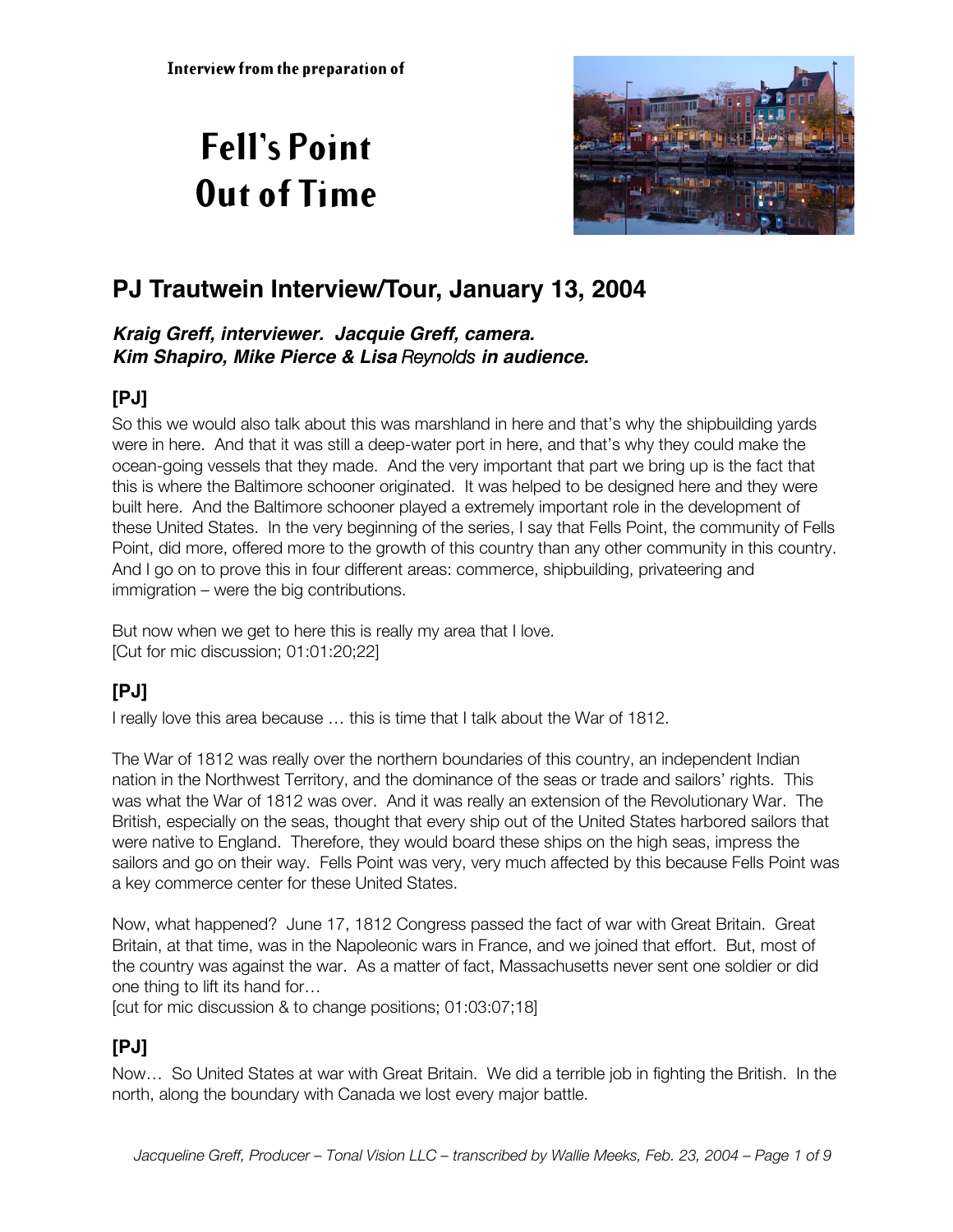Interview from the preparation of

# Fell's Point Out of Time

## PJ Trautwein Interview/Tour, January 13, 2004

***Kraig Greff, interviewer. Jacquie Greff, camera.***
***Kim Shapiro, Mike Pierce & Lisa Reynolds in audience.***

### [PJ]

So this we would also talk about this was marshland in here and that's why the shipbuilding yards were in here. And that it was still a deep-water port in here, and that's why they could make the ocean-going vessels that they made. And the very important that part we bring up is the fact that this is where the Baltimore schooner originated. It was helped to be designed here and they were built here. And the Baltimore schooner played a extremely important role in the development of these United States. In the very beginning of the series, I say that Fells Point, the community of Fells Point, did more, offered more to the growth of this country than any other community in this country. And I go on to prove this in four different areas: commerce, shipbuilding, privateering and immigration – were the big contributions.

But now when we get to here this is really my area that I love.
[Cut for mic discussion; 01:01:20;22]

### [PJ]

I really love this area because … this is time that I talk about the War of 1812.

The War of 1812 was really over the northern boundaries of this country, an independent Indian nation in the Northwest Territory, and the dominance of the seas or trade and sailors' rights. This was what the War of 1812 was over. And it was really an extension of the Revolutionary War. The British, especially on the seas, thought that every ship out of the United States harbored sailors that were native to England. Therefore, they would board these ships on the high seas, impress the sailors and go on their way. Fells Point was very, very much affected by this because Fells Point was a key commerce center for these United States.

Now, what happened? June 17, 1812 Congress passed the fact of war with Great Britain. Great Britain, at that time, was in the Napoleonic wars in France, and we joined that effort. But, most of the country was against the war. As a matter of fact, Massachusetts never sent one soldier or did one thing to lift its hand for…
[cut for mic discussion & to change positions; 01:03:07;18]

### [PJ]

Now… So United States at war with Great Britain. We did a terrible job in fighting the British. In the north, along the boundary with Canada we lost every major battle.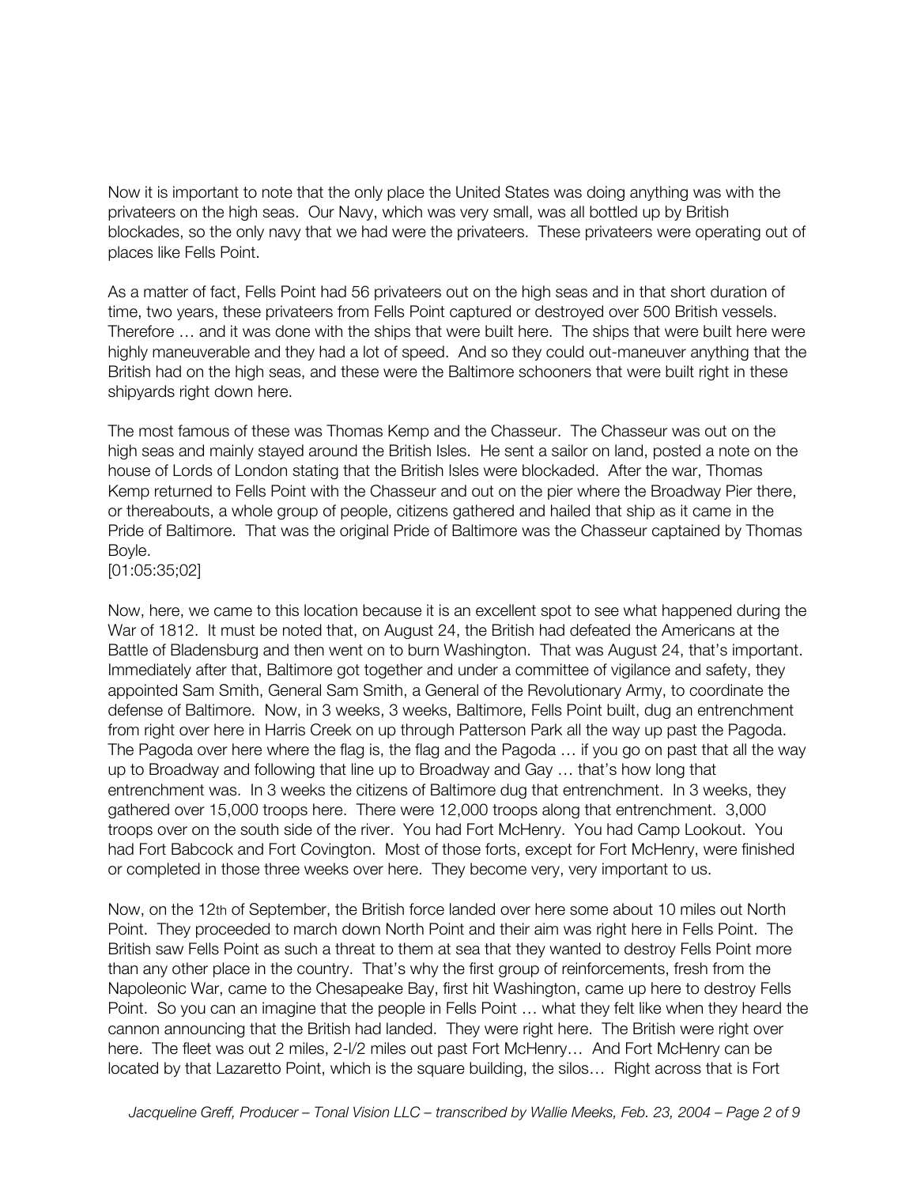Now it is important to note that the only place the United States was doing anything was with the privateers on the high seas. Our Navy, which was very small, was all bottled up by British blockades, so the only navy that we had were the privateers. These privateers were operating out of places like Fells Point.

As a matter of fact, Fells Point had 56 privateers out on the high seas and in that short duration of time, two years, these privateers from Fells Point captured or destroyed over 500 British vessels. Therefore … and it was done with the ships that were built here. The ships that were built here were highly maneuverable and they had a lot of speed. And so they could out-maneuver anything that the British had on the high seas, and these were the Baltimore schooners that were built right in these shipyards right down here.

The most famous of these was Thomas Kemp and the Chasseur. The Chasseur was out on the high seas and mainly stayed around the British Isles. He sent a sailor on land, posted a note on the house of Lords of London stating that the British Isles were blockaded. After the war, Thomas Kemp returned to Fells Point with the Chasseur and out on the pier where the Broadway Pier there, or thereabouts, a whole group of people, citizens gathered and hailed that ship as it came in the Pride of Baltimore. That was the original Pride of Baltimore was the Chasseur captained by Thomas Boyle.
[01:05:35;02]

Now, here, we came to this location because it is an excellent spot to see what happened during the War of 1812. It must be noted that, on August 24, the British had defeated the Americans at the Battle of Bladensburg and then went on to burn Washington. That was August 24, that's important. Immediately after that, Baltimore got together and under a committee of vigilance and safety, they appointed Sam Smith, General Sam Smith, a General of the Revolutionary Army, to coordinate the defense of Baltimore. Now, in 3 weeks, 3 weeks, Baltimore, Fells Point built, dug an entrenchment from right over here in Harris Creek on up through Patterson Park all the way up past the Pagoda. The Pagoda over here where the flag is, the flag and the Pagoda … if you go on past that all the way up to Broadway and following that line up to Broadway and Gay … that's how long that entrenchment was. In 3 weeks the citizens of Baltimore dug that entrenchment. In 3 weeks, they gathered over 15,000 troops here. There were 12,000 troops along that entrenchment. 3,000 troops over on the south side of the river. You had Fort McHenry. You had Camp Lookout. You had Fort Babcock and Fort Covington. Most of those forts, except for Fort McHenry, were finished or completed in those three weeks over here. They become very, very important to us.

Now, on the 12th of September, the British force landed over here some about 10 miles out North Point. They proceeded to march down North Point and their aim was right here in Fells Point. The British saw Fells Point as such a threat to them at sea that they wanted to destroy Fells Point more than any other place in the country. That's why the first group of reinforcements, fresh from the Napoleonic War, came to the Chesapeake Bay, first hit Washington, came up here to destroy Fells Point. So you can an imagine that the people in Fells Point … what they felt like when they heard the cannon announcing that the British had landed. They were right here. The British were right over here. The fleet was out 2 miles, 2-l/2 miles out past Fort McHenry… And Fort McHenry can be located by that Lazaretto Point, which is the square building, the silos… Right across that is Fort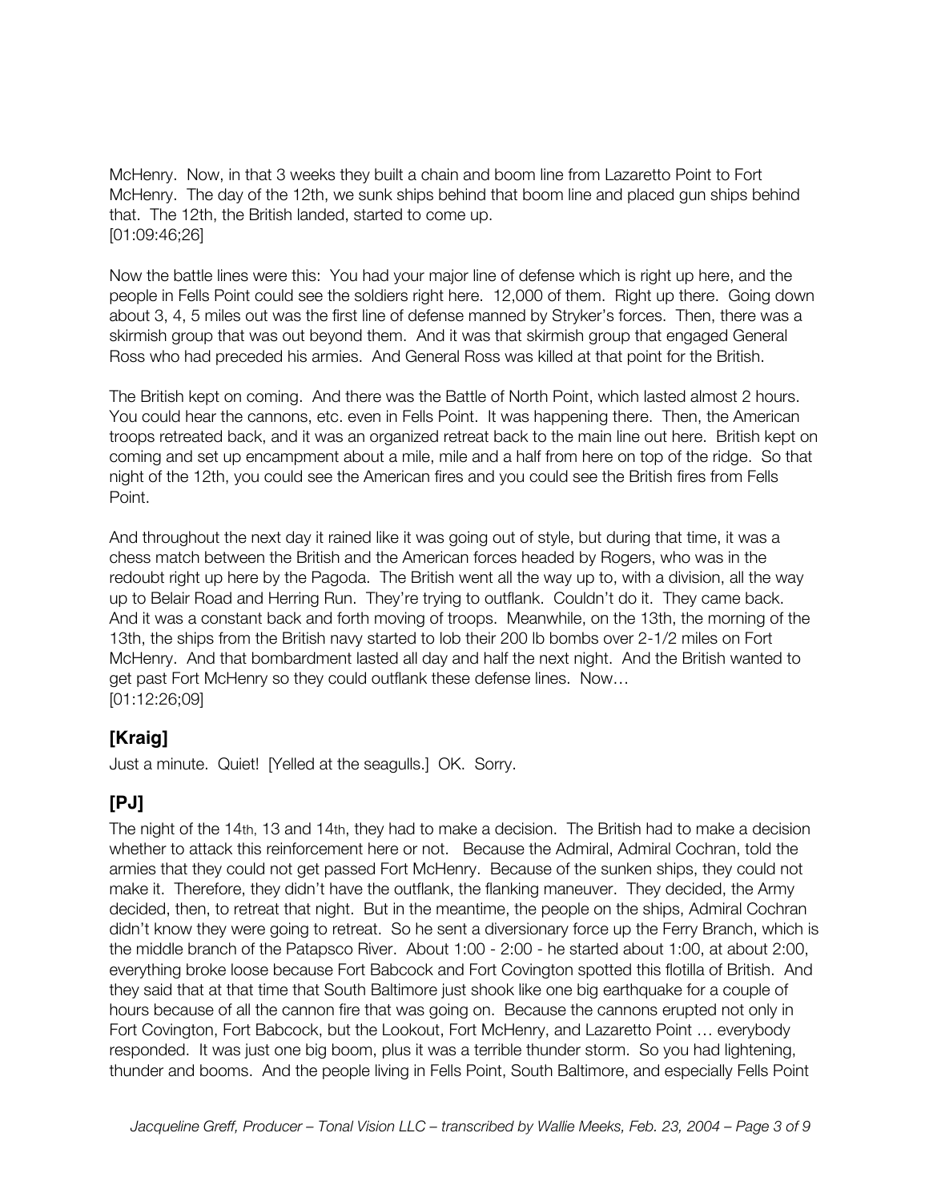McHenry. Now, in that 3 weeks they built a chain and boom line from Lazaretto Point to Fort McHenry. The day of the 12th, we sunk ships behind that boom line and placed gun ships behind that. The 12th, the British landed, started to come up.
[01:09:46;26]

Now the battle lines were this: You had your major line of defense which is right up here, and the people in Fells Point could see the soldiers right here. 12,000 of them. Right up there. Going down about 3, 4, 5 miles out was the first line of defense manned by Stryker's forces. Then, there was a skirmish group that was out beyond them. And it was that skirmish group that engaged General Ross who had preceded his armies. And General Ross was killed at that point for the British.

The British kept on coming. And there was the Battle of North Point, which lasted almost 2 hours. You could hear the cannons, etc. even in Fells Point. It was happening there. Then, the American troops retreated back, and it was an organized retreat back to the main line out here. British kept on coming and set up encampment about a mile, mile and a half from here on top of the ridge. So that night of the 12th, you could see the American fires and you could see the British fires from Fells Point.

And throughout the next day it rained like it was going out of style, but during that time, it was a chess match between the British and the American forces headed by Rogers, who was in the redoubt right up here by the Pagoda. The British went all the way up to, with a division, all the way up to Belair Road and Herring Run. They're trying to outflank. Couldn't do it. They came back. And it was a constant back and forth moving of troops. Meanwhile, on the 13th, the morning of the 13th, the ships from the British navy started to lob their 200 lb bombs over 2-1/2 miles on Fort McHenry. And that bombardment lasted all day and half the next night. And the British wanted to get past Fort McHenry so they could outflank these defense lines. Now…
[01:12:26;09]

## [Kraig]

Just a minute. Quiet! [Yelled at the seagulls.] OK. Sorry.

## [PJ]

The night of the 14th, 13 and 14th, they had to make a decision. The British had to make a decision whether to attack this reinforcement here or not. Because the Admiral, Admiral Cochran, told the armies that they could not get passed Fort McHenry. Because of the sunken ships, they could not make it. Therefore, they didn't have the outflank, the flanking maneuver. They decided, the Army decided, then, to retreat that night. But in the meantime, the people on the ships, Admiral Cochran didn't know they were going to retreat. So he sent a diversionary force up the Ferry Branch, which is the middle branch of the Patapsco River. About 1:00 - 2:00 - he started about 1:00, at about 2:00, everything broke loose because Fort Babcock and Fort Covington spotted this flotilla of British. And they said that at that time that South Baltimore just shook like one big earthquake for a couple of hours because of all the cannon fire that was going on. Because the cannons erupted not only in Fort Covington, Fort Babcock, but the Lookout, Fort McHenry, and Lazaretto Point … everybody responded. It was just one big boom, plus it was a terrible thunder storm. So you had lightening, thunder and booms. And the people living in Fells Point, South Baltimore, and especially Fells Point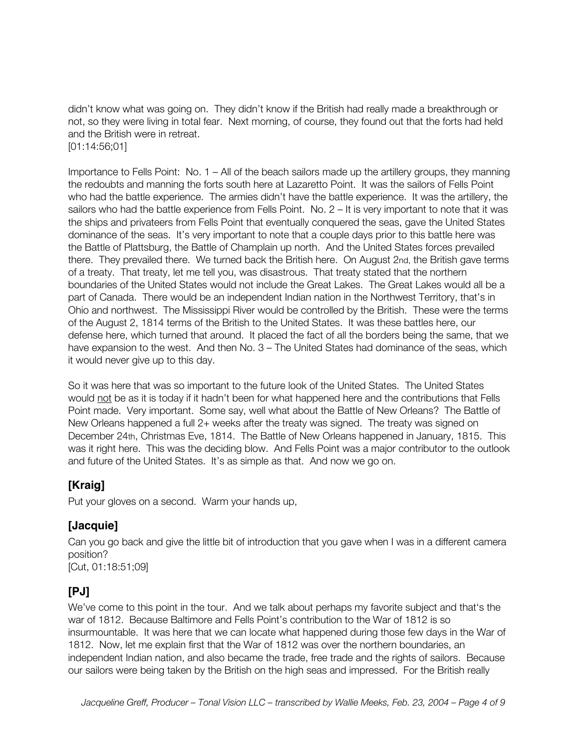didn't know what was going on. They didn't know if the British had really made a breakthrough or not, so they were living in total fear. Next morning, of course, they found out that the forts had held and the British were in retreat.
[01:14:56;01]

Importance to Fells Point: No. 1 – All of the beach sailors made up the artillery groups, they manning the redoubts and manning the forts south here at Lazaretto Point. It was the sailors of Fells Point who had the battle experience. The armies didn't have the battle experience. It was the artillery, the sailors who had the battle experience from Fells Point. No. 2 – It is very important to note that it was the ships and privateers from Fells Point that eventually conquered the seas, gave the United States dominance of the seas. It's very important to note that a couple days prior to this battle here was the Battle of Plattsburg, the Battle of Champlain up north. And the United States forces prevailed there. They prevailed there. We turned back the British here. On August 2nd, the British gave terms of a treaty. That treaty, let me tell you, was disastrous. That treaty stated that the northern boundaries of the United States would not include the Great Lakes. The Great Lakes would all be a part of Canada. There would be an independent Indian nation in the Northwest Territory, that's in Ohio and northwest. The Mississippi River would be controlled by the British. These were the terms of the August 2, 1814 terms of the British to the United States. It was these battles here, our defense here, which turned that around. It placed the fact of all the borders being the same, that we have expansion to the west. And then No. 3 – The United States had dominance of the seas, which it would never give up to this day.

So it was here that was so important to the future look of the United States. The United States would <u>not</u> be as it is today if it hadn't been for what happened here and the contributions that Fells Point made. Very important. Some say, well what about the Battle of New Orleans? The Battle of New Orleans happened a full 2+ weeks after the treaty was signed. The treaty was signed on December 24th, Christmas Eve, 1814. The Battle of New Orleans happened in January, 1815. This was it right here. This was the deciding blow. And Fells Point was a major contributor to the outlook and future of the United States. It's as simple as that. And now we go on.

## [Kraig]

Put your gloves on a second. Warm your hands up,

## [Jacquie]

Can you go back and give the little bit of introduction that you gave when I was in a different camera position?
[Cut, 01:18:51;09]

## [PJ]

We've come to this point in the tour. And we talk about perhaps my favorite subject and that's the war of 1812. Because Baltimore and Fells Point's contribution to the War of 1812 is so insurmountable. It was here that we can locate what happened during those few days in the War of 1812. Now, let me explain first that the War of 1812 was over the northern boundaries, an independent Indian nation, and also became the trade, free trade and the rights of sailors. Because our sailors were being taken by the British on the high seas and impressed. For the British really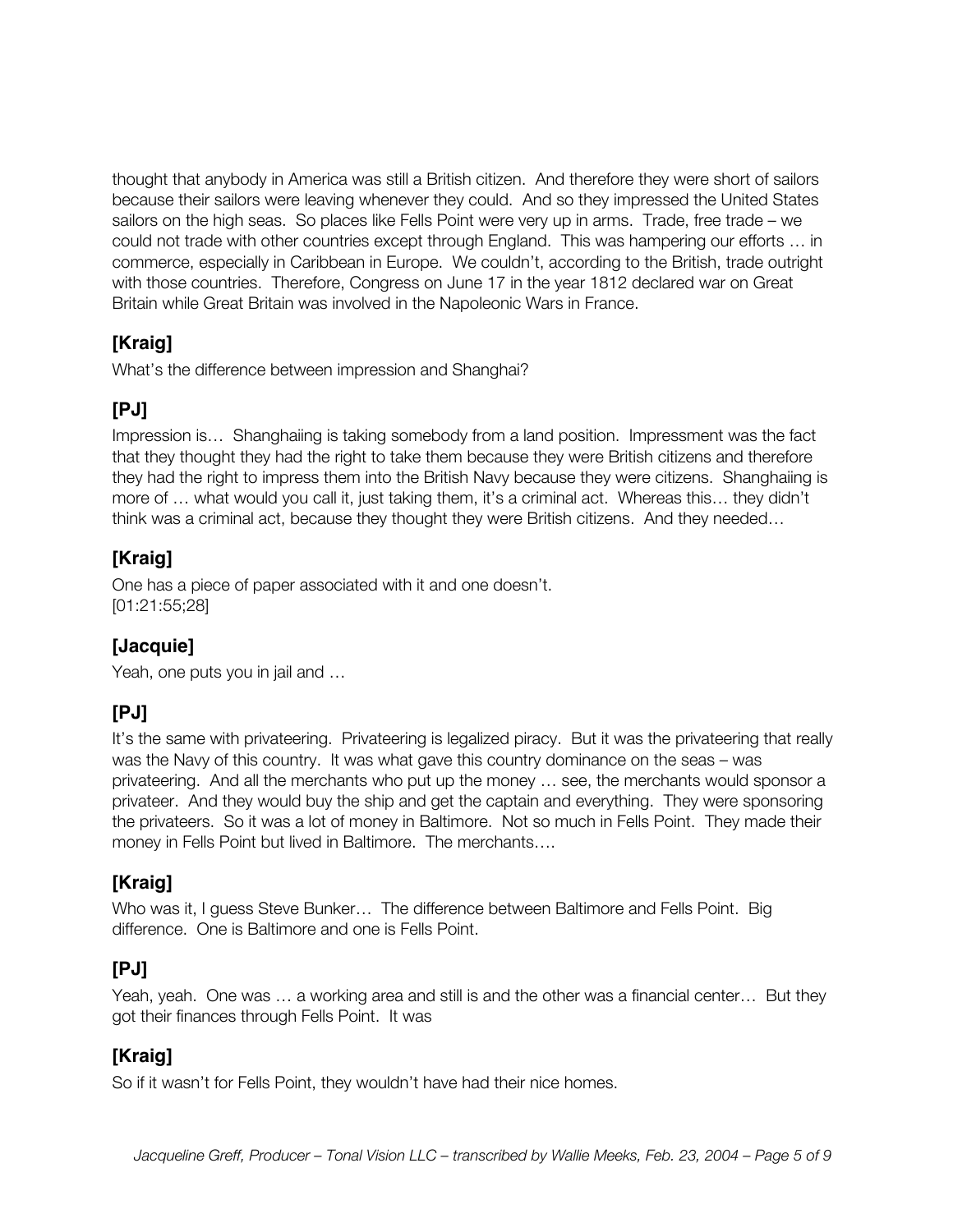thought that anybody in America was still a British citizen. And therefore they were short of sailors because their sailors were leaving whenever they could. And so they impressed the United States sailors on the high seas. So places like Fells Point were very up in arms. Trade, free trade – we could not trade with other countries except through England. This was hampering our efforts … in commerce, especially in Caribbean in Europe. We couldn't, according to the British, trade outright with those countries. Therefore, Congress on June 17 in the year 1812 declared war on Great Britain while Great Britain was involved in the Napoleonic Wars in France.

## [Kraig]

What's the difference between impression and Shanghai?

## [PJ]

Impression is… Shanghaiing is taking somebody from a land position. Impressment was the fact that they thought they had the right to take them because they were British citizens and therefore they had the right to impress them into the British Navy because they were citizens. Shanghaiing is more of … what would you call it, just taking them, it's a criminal act. Whereas this… they didn't think was a criminal act, because they thought they were British citizens. And they needed…

## [Kraig]

One has a piece of paper associated with it and one doesn't.
[01:21:55;28]

## [Jacquie]

Yeah, one puts you in jail and …

## [PJ]

It's the same with privateering. Privateering is legalized piracy. But it was the privateering that really was the Navy of this country. It was what gave this country dominance on the seas – was privateering. And all the merchants who put up the money … see, the merchants would sponsor a privateer. And they would buy the ship and get the captain and everything. They were sponsoring the privateers. So it was a lot of money in Baltimore. Not so much in Fells Point. They made their money in Fells Point but lived in Baltimore. The merchants….

## [Kraig]

Who was it, I guess Steve Bunker… The difference between Baltimore and Fells Point. Big difference. One is Baltimore and one is Fells Point.

## [PJ]

Yeah, yeah. One was … a working area and still is and the other was a financial center… But they got their finances through Fells Point. It was

## [Kraig]

So if it wasn't for Fells Point, they wouldn't have had their nice homes.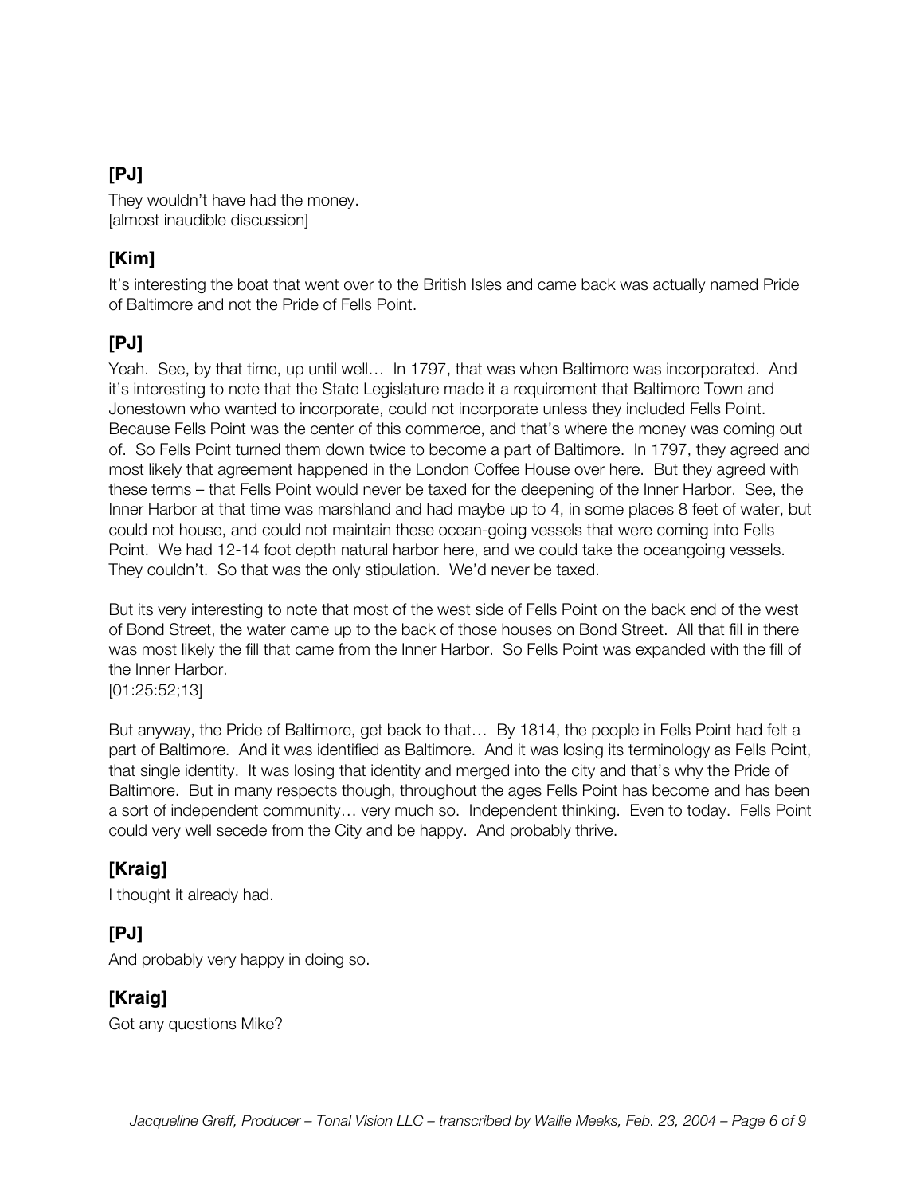**[PJ]**

They wouldn't have had the money.
[almost inaudible discussion]

**[Kim]**

It's interesting the boat that went over to the British Isles and came back was actually named Pride of Baltimore and not the Pride of Fells Point.

**[PJ]**

Yeah. See, by that time, up until well… In 1797, that was when Baltimore was incorporated. And it's interesting to note that the State Legislature made it a requirement that Baltimore Town and Jonestown who wanted to incorporate, could not incorporate unless they included Fells Point. Because Fells Point was the center of this commerce, and that's where the money was coming out of. So Fells Point turned them down twice to become a part of Baltimore. In 1797, they agreed and most likely that agreement happened in the London Coffee House over here. But they agreed with these terms – that Fells Point would never be taxed for the deepening of the Inner Harbor. See, the Inner Harbor at that time was marshland and had maybe up to 4, in some places 8 feet of water, but could not house, and could not maintain these ocean-going vessels that were coming into Fells Point. We had 12-14 foot depth natural harbor here, and we could take the oceangoing vessels. They couldn't. So that was the only stipulation. We'd never be taxed.

But its very interesting to note that most of the west side of Fells Point on the back end of the west of Bond Street, the water came up to the back of those houses on Bond Street. All that fill in there was most likely the fill that came from the Inner Harbor. So Fells Point was expanded with the fill of the Inner Harbor.
[01:25:52;13]

But anyway, the Pride of Baltimore, get back to that… By 1814, the people in Fells Point had felt a part of Baltimore. And it was identified as Baltimore. And it was losing its terminology as Fells Point, that single identity. It was losing that identity and merged into the city and that's why the Pride of Baltimore. But in many respects though, throughout the ages Fells Point has become and has been a sort of independent community… very much so. Independent thinking. Even to today. Fells Point could very well secede from the City and be happy. And probably thrive.

**[Kraig]**

I thought it already had.

**[PJ]**

And probably very happy in doing so.

**[Kraig]**

Got any questions Mike?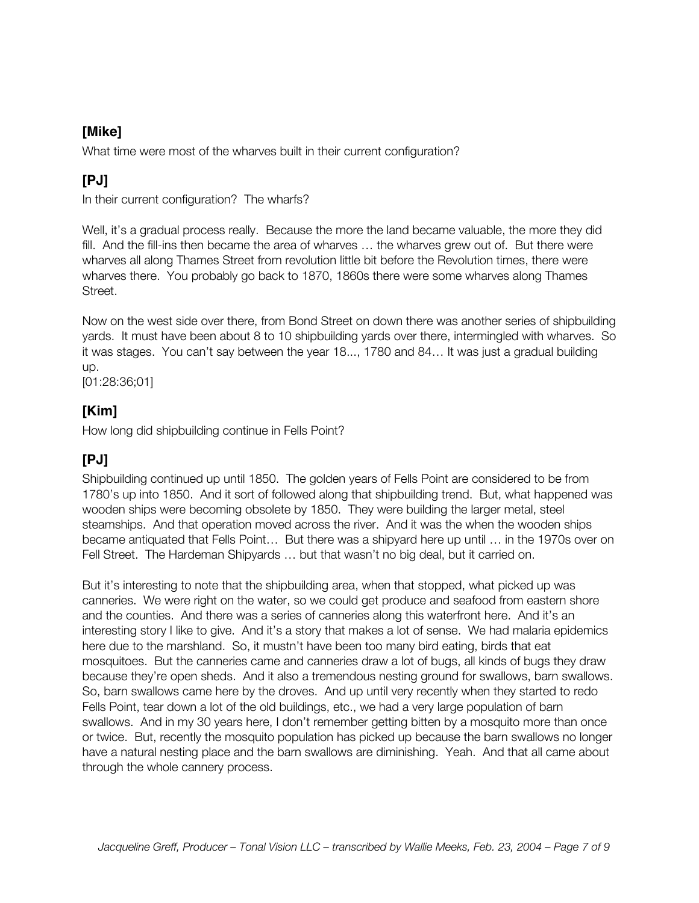## [Mike]

What time were most of the wharves built in their current configuration?

## [PJ]

In their current configuration? The wharfs?

Well, it's a gradual process really. Because the more the land became valuable, the more they did fill. And the fill-ins then became the area of wharves … the wharves grew out of. But there were wharves all along Thames Street from revolution little bit before the Revolution times, there were wharves there. You probably go back to 1870, 1860s there were some wharves along Thames Street.

Now on the west side over there, from Bond Street on down there was another series of shipbuilding yards. It must have been about 8 to 10 shipbuilding yards over there, intermingled with wharves. So it was stages. You can't say between the year 18..., 1780 and 84… It was just a gradual building up.
[01:28:36;01]

## [Kim]

How long did shipbuilding continue in Fells Point?

## [PJ]

Shipbuilding continued up until 1850. The golden years of Fells Point are considered to be from 1780's up into 1850. And it sort of followed along that shipbuilding trend. But, what happened was wooden ships were becoming obsolete by 1850. They were building the larger metal, steel steamships. And that operation moved across the river. And it was the when the wooden ships became antiquated that Fells Point… But there was a shipyard here up until … in the 1970s over on Fell Street. The Hardeman Shipyards … but that wasn't no big deal, but it carried on.

But it's interesting to note that the shipbuilding area, when that stopped, what picked up was canneries. We were right on the water, so we could get produce and seafood from eastern shore and the counties. And there was a series of canneries along this waterfront here. And it's an interesting story I like to give. And it's a story that makes a lot of sense. We had malaria epidemics here due to the marshland. So, it mustn't have been too many bird eating, birds that eat mosquitoes. But the canneries came and canneries draw a lot of bugs, all kinds of bugs they draw because they're open sheds. And it also a tremendous nesting ground for swallows, barn swallows. So, barn swallows came here by the droves. And up until very recently when they started to redo Fells Point, tear down a lot of the old buildings, etc., we had a very large population of barn swallows. And in my 30 years here, I don't remember getting bitten by a mosquito more than once or twice. But, recently the mosquito population has picked up because the barn swallows no longer have a natural nesting place and the barn swallows are diminishing. Yeah. And that all came about through the whole cannery process.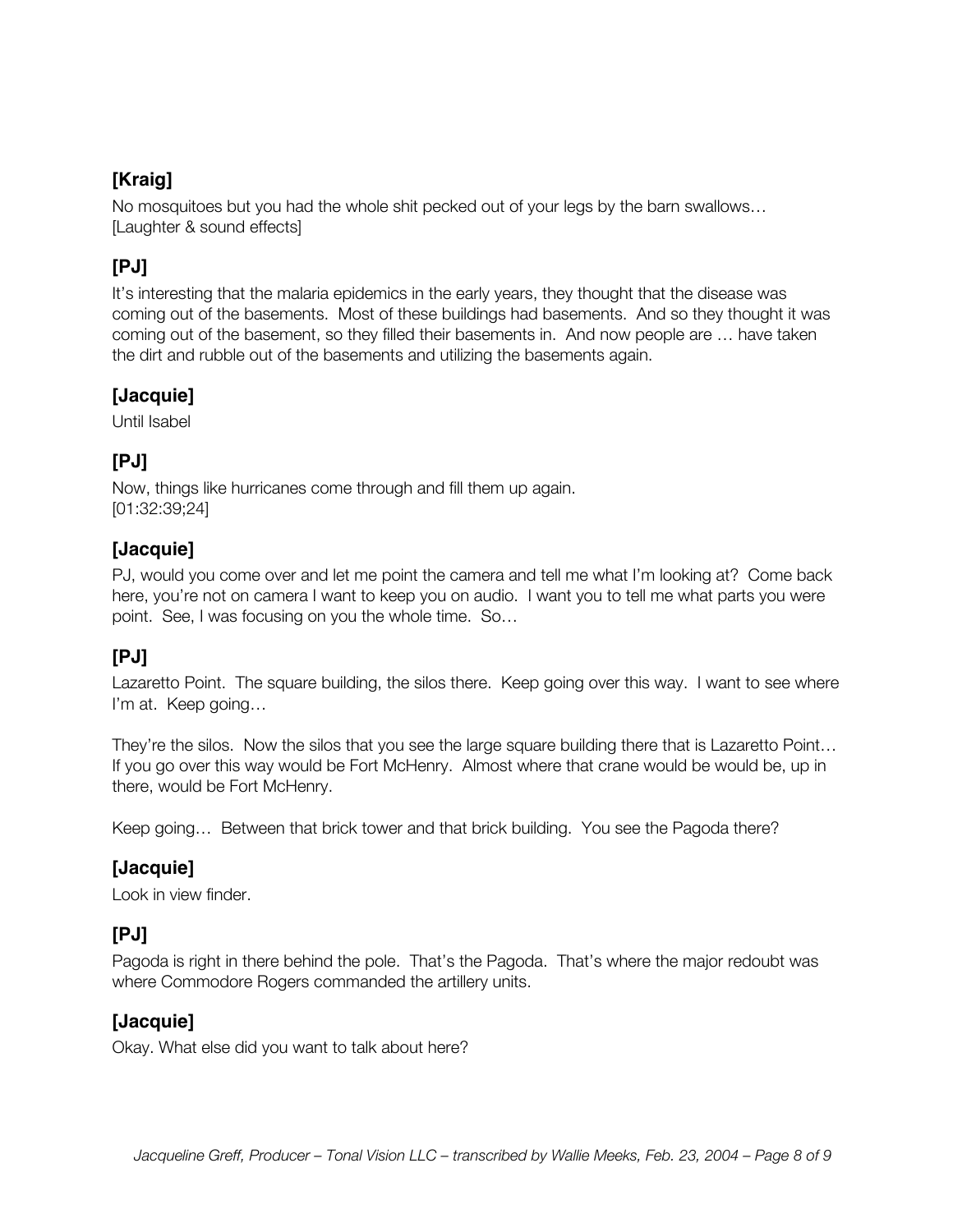**[Kraig]**

No mosquitoes but you had the whole shit pecked out of your legs by the barn swallows…
[Laughter & sound effects]

**[PJ]**

It's interesting that the malaria epidemics in the early years, they thought that the disease was coming out of the basements. Most of these buildings had basements. And so they thought it was coming out of the basement, so they filled their basements in. And now people are … have taken the dirt and rubble out of the basements and utilizing the basements again.

**[Jacquie]**

Until Isabel

**[PJ]**

Now, things like hurricanes come through and fill them up again.
[01:32:39;24]

**[Jacquie]**

PJ, would you come over and let me point the camera and tell me what I'm looking at? Come back here, you're not on camera I want to keep you on audio. I want you to tell me what parts you were point. See, I was focusing on you the whole time. So…

**[PJ]**

Lazaretto Point. The square building, the silos there. Keep going over this way. I want to see where I'm at. Keep going…

They're the silos. Now the silos that you see the large square building there that is Lazaretto Point… If you go over this way would be Fort McHenry. Almost where that crane would be would be, up in there, would be Fort McHenry.

Keep going… Between that brick tower and that brick building. You see the Pagoda there?

**[Jacquie]**

Look in view finder.

**[PJ]**

Pagoda is right in there behind the pole. That's the Pagoda. That's where the major redoubt was where Commodore Rogers commanded the artillery units.

**[Jacquie]**

Okay. What else did you want to talk about here?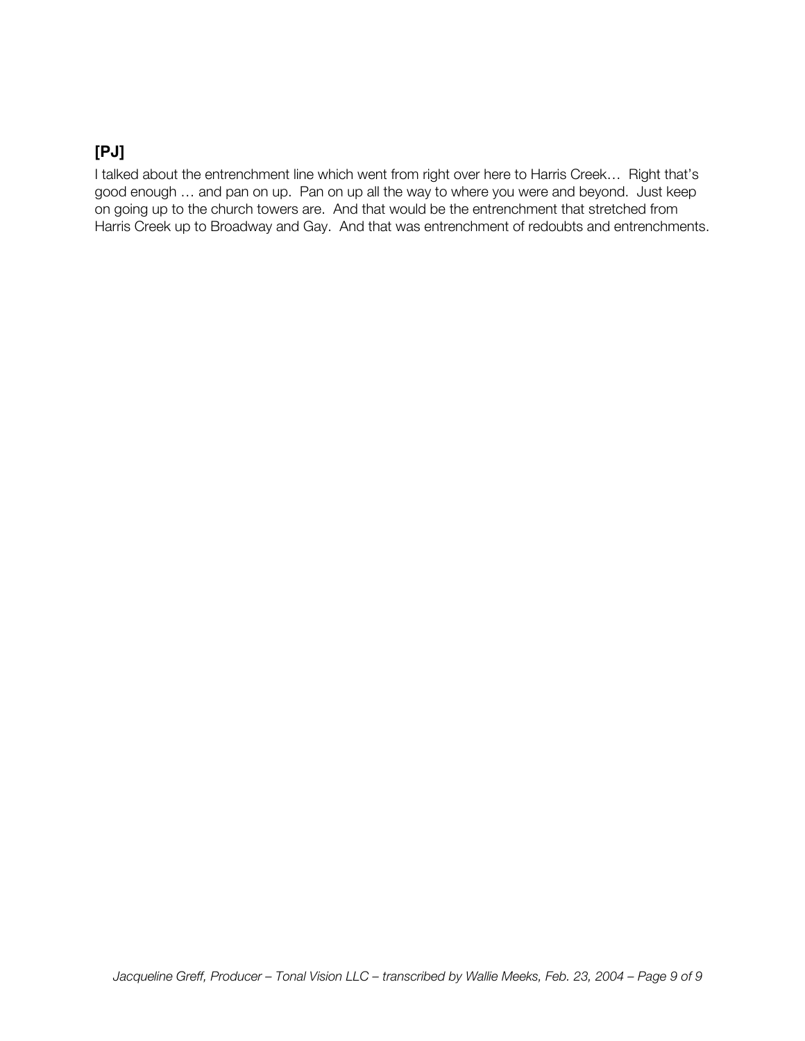**[PJ]**

I talked about the entrenchment line which went from right over here to Harris Creek… Right that's good enough … and pan on up. Pan on up all the way to where you were and beyond. Just keep on going up to the church towers are. And that would be the entrenchment that stretched from Harris Creek up to Broadway and Gay. And that was entrenchment of redoubts and entrenchments.